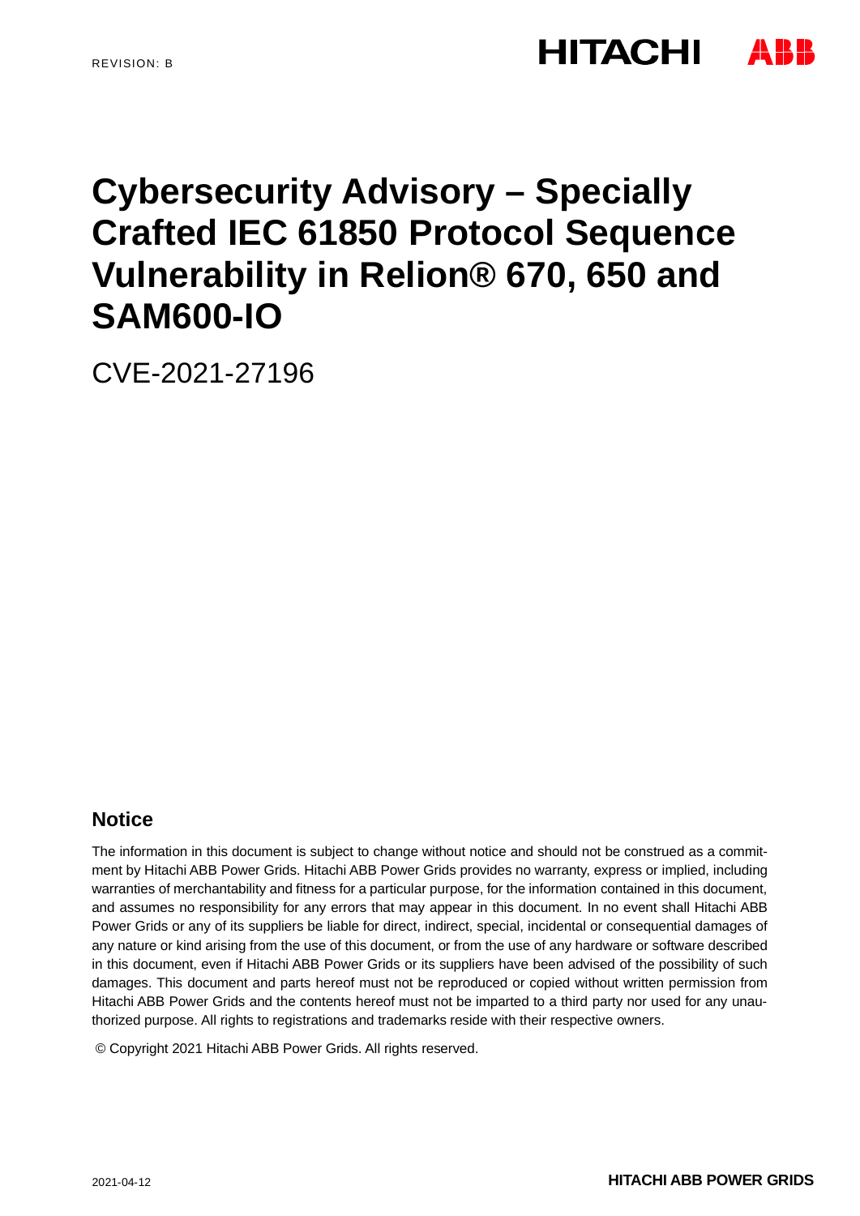REVISION: B

# Cybersecurity Advisory – Specially Crafted IEC 61850 Protocol Sequence Vulnerability in Relion® 670, 650 and SAM600-IO

CVE-2021-27196

## Notice

The information in this document is subject to change without notice and should not be construed as a commitment by Hitachi ABB Power Grids. Hitachi ABB Power Grids provides no warranty, express or implied, including warranties of merchantability and fitness for a particular purpose, for the information contained in this document, and assumes no responsibility for any errors that may appear in this document. In no event shall Hitachi ABB Power Grids or any of its suppliers be liable for direct, indirect, special, incidental or consequential damages of any nature or kind arising from the use of this document, or from the use of any hardware or software described in this document, even if Hitachi ABB Power Grids or its suppliers have been advised of the possibility of such damages. This document and parts hereof must not be reproduced or copied without written permission from Hitachi ABB Power Grids and the contents hereof must not be imparted to a third party nor used for any unauthorized purpose. All rights to registrations and trademarks reside with their respective owners.

© Copyright 2021 Hitachi ABB Power Grids. All rights reserved.

2021-04-12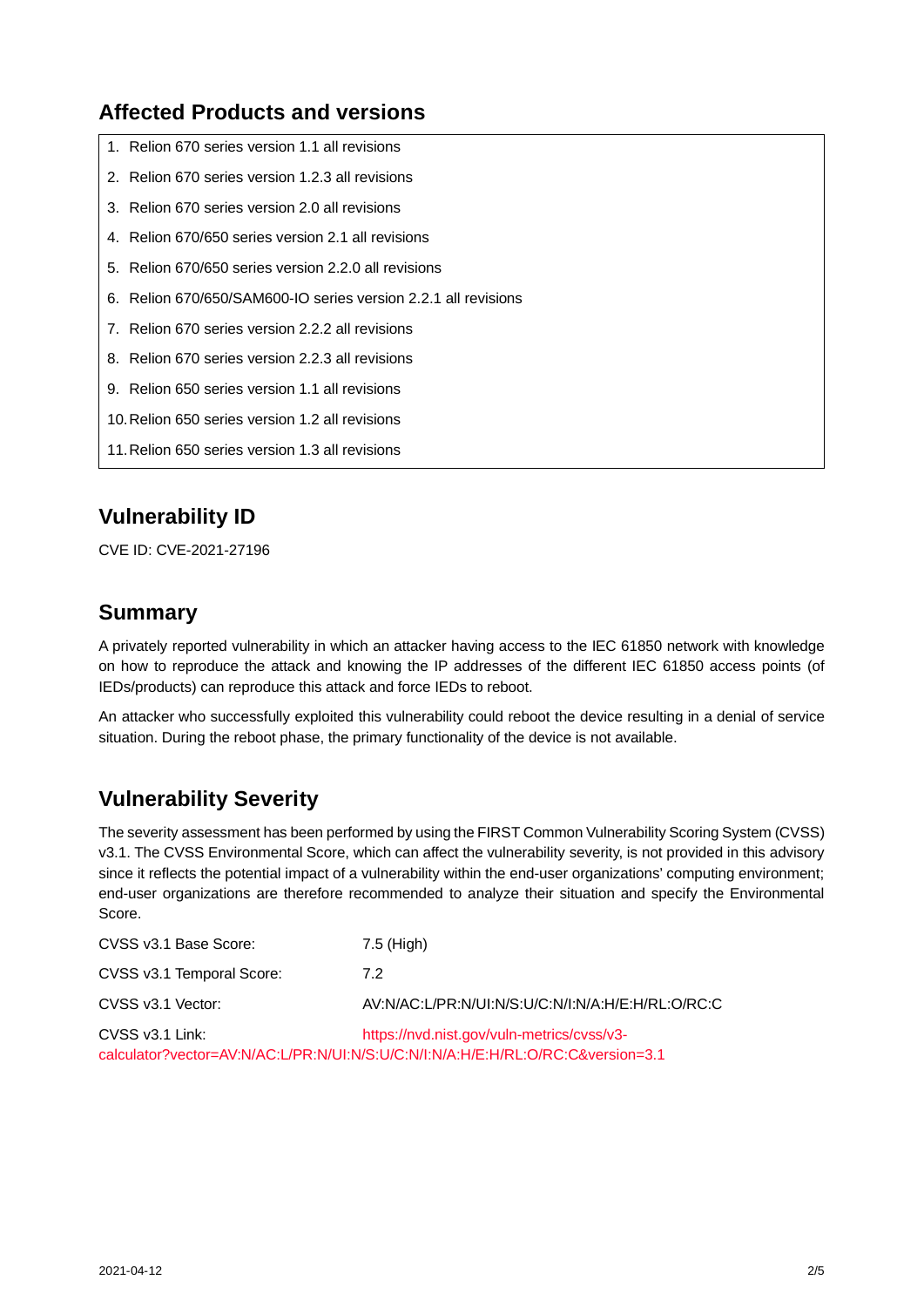## Affected Products and versions

1. Relion 670 series version 1.1 all revisions
2. Relion 670 series version 1.2.3 all revisions
3. Relion 670 series version 2.0 all revisions
4. Relion 670/650 series version 2.1 all revisions
5. Relion 670/650 series version 2.2.0 all revisions
6. Relion 670/650/SAM600-IO series version 2.2.1 all revisions
7. Relion 670 series version 2.2.2 all revisions
8. Relion 670 series version 2.2.3 all revisions
9. Relion 650 series version 1.1 all revisions
10. Relion 650 series version 1.2 all revisions
11. Relion 650 series version 1.3 all revisions

## Vulnerability ID

CVE ID: CVE-2021-27196

## Summary

A privately reported vulnerability in which an attacker having access to the IEC 61850 network with knowledge on how to reproduce the attack and knowing the IP addresses of the different IEC 61850 access points (of IEDs/products) can reproduce this attack and force IEDs to reboot.

An attacker who successfully exploited this vulnerability could reboot the device resulting in a denial of service situation. During the reboot phase, the primary functionality of the device is not available.

## Vulnerability Severity

The severity assessment has been performed by using the FIRST Common Vulnerability Scoring System (CVSS) v3.1. The CVSS Environmental Score, which can affect the vulnerability severity, is not provided in this advisory since it reflects the potential impact of a vulnerability within the end-user organizations' computing environment; end-user organizations are therefore recommended to analyze their situation and specify the Environmental Score.

| | |
|---|---|
| CVSS v3.1 Base Score: | 7.5 (High) |
| CVSS v3.1 Temporal Score: | 7.2 |
| CVSS v3.1 Vector: | AV:N/AC:L/PR:N/UI:N/S:U/C:N/I:N/A:H/E:H/RL:O/RC:C |
| CVSS v3.1 Link: | https://nvd.nist.gov/vuln-metrics/cvss/v3-calculator?vector=AV:N/AC:L/PR:N/UI:N/S:U/C:N/I:N/A:H/E:H/RL:O/RC:C&version=3.1 |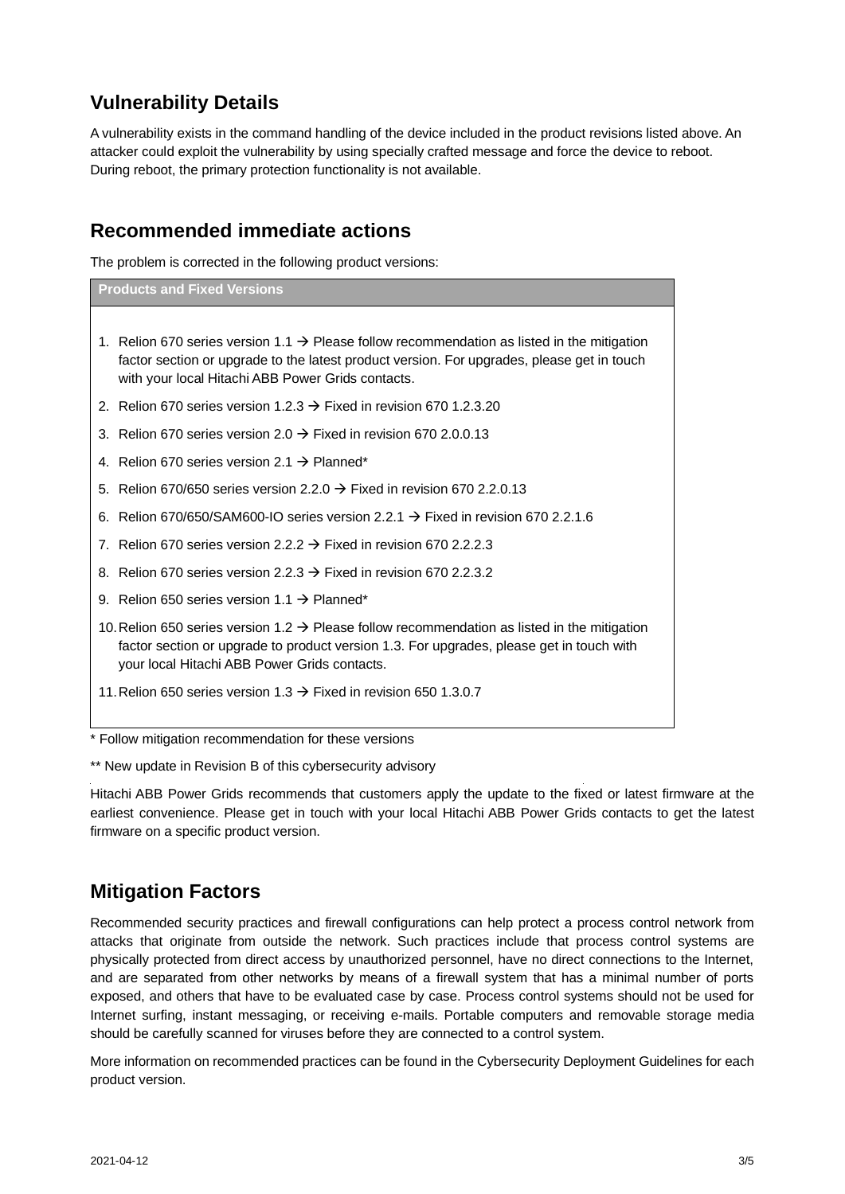## Vulnerability Details

A vulnerability exists in the command handling of the device included in the product revisions listed above. An attacker could exploit the vulnerability by using specially crafted message and force the device to reboot. During reboot, the primary protection functionality is not available.

## Recommended immediate actions

The problem is corrected in the following product versions:

| Products and Fixed Versions |
| --- |
| 1. Relion 670 series version 1.1 → Please follow recommendation as listed in the mitigation factor section or upgrade to the latest product version. For upgrades, please get in touch with your local Hitachi ABB Power Grids contacts.<br>2. Relion 670 series version 1.2.3 → Fixed in revision 670 1.2.3.20<br>3. Relion 670 series version 2.0 → Fixed in revision 670 2.0.0.13<br>4. Relion 670 series version 2.1 → Planned*<br>5. Relion 670/650 series version 2.2.0 → Fixed in revision 670 2.2.0.13<br>6. Relion 670/650/SAM600-IO series version 2.2.1 → Fixed in revision 670 2.2.1.6<br>7. Relion 670 series version 2.2.2 → Fixed in revision 670 2.2.2.3<br>8. Relion 670 series version 2.2.3 → Fixed in revision 670 2.2.3.2<br>9. Relion 650 series version 1.1 → Planned*<br>10. Relion 650 series version 1.2 → Please follow recommendation as listed in the mitigation factor section or upgrade to product version 1.3. For upgrades, please get in touch with your local Hitachi ABB Power Grids contacts.<br>11. Relion 650 series version 1.3 → Fixed in revision 650 1.3.0.7 |

* Follow mitigation recommendation for these versions

** New update in Revision B of this cybersecurity advisory

Hitachi ABB Power Grids recommends that customers apply the update to the fixed or latest firmware at the earliest convenience. Please get in touch with your local Hitachi ABB Power Grids contacts to get the latest firmware on a specific product version.

## Mitigation Factors

Recommended security practices and firewall configurations can help protect a process control network from attacks that originate from outside the network. Such practices include that process control systems are physically protected from direct access by unauthorized personnel, have no direct connections to the Internet, and are separated from other networks by means of a firewall system that has a minimal number of ports exposed, and others that have to be evaluated case by case. Process control systems should not be used for Internet surfing, instant messaging, or receiving e-mails. Portable computers and removable storage media should be carefully scanned for viruses before they are connected to a control system.

More information on recommended practices can be found in the Cybersecurity Deployment Guidelines for each product version.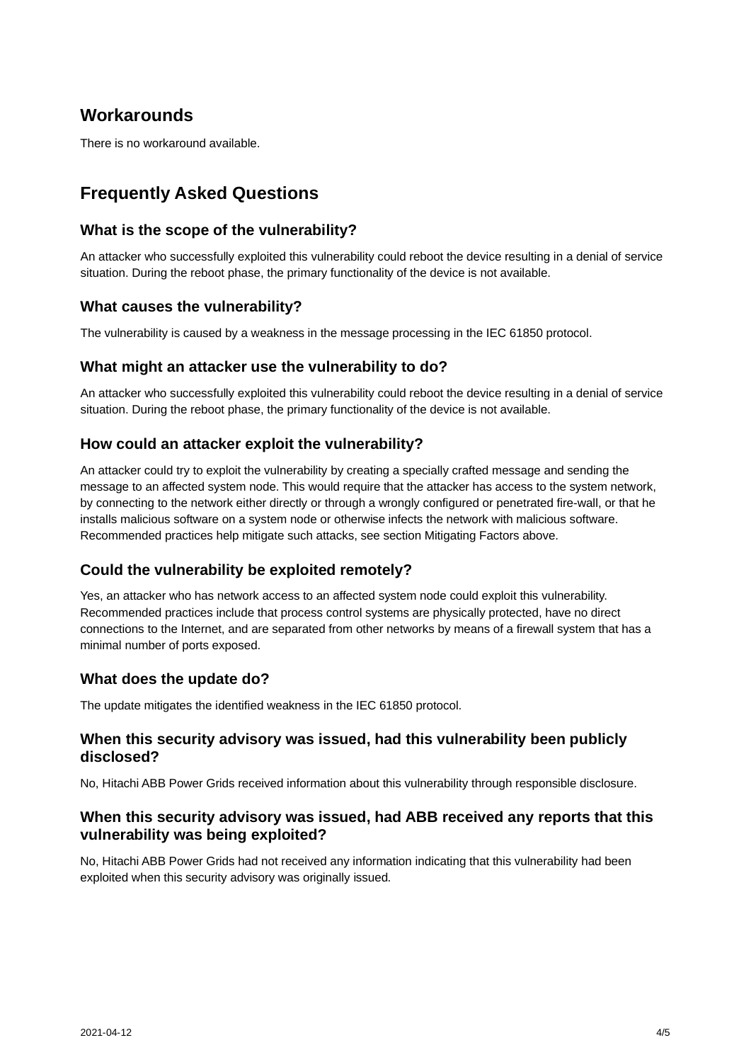## Workarounds

There is no workaround available.

## Frequently Asked Questions

### What is the scope of the vulnerability?

An attacker who successfully exploited this vulnerability could reboot the device resulting in a denial of service situation. During the reboot phase, the primary functionality of the device is not available.

### What causes the vulnerability?

The vulnerability is caused by a weakness in the message processing in the IEC 61850 protocol.

### What might an attacker use the vulnerability to do?

An attacker who successfully exploited this vulnerability could reboot the device resulting in a denial of service situation. During the reboot phase, the primary functionality of the device is not available.

### How could an attacker exploit the vulnerability?

An attacker could try to exploit the vulnerability by creating a specially crafted message and sending the message to an affected system node. This would require that the attacker has access to the system network, by connecting to the network either directly or through a wrongly configured or penetrated fire-wall, or that he installs malicious software on a system node or otherwise infects the network with malicious software. Recommended practices help mitigate such attacks, see section Mitigating Factors above.

### Could the vulnerability be exploited remotely?

Yes, an attacker who has network access to an affected system node could exploit this vulnerability. Recommended practices include that process control systems are physically protected, have no direct connections to the Internet, and are separated from other networks by means of a firewall system that has a minimal number of ports exposed.

### What does the update do?

The update mitigates the identified weakness in the IEC 61850 protocol.

### When this security advisory was issued, had this vulnerability been publicly disclosed?

No, Hitachi ABB Power Grids received information about this vulnerability through responsible disclosure.

### When this security advisory was issued, had ABB received any reports that this vulnerability was being exploited?

No, Hitachi ABB Power Grids had not received any information indicating that this vulnerability had been exploited when this security advisory was originally issued.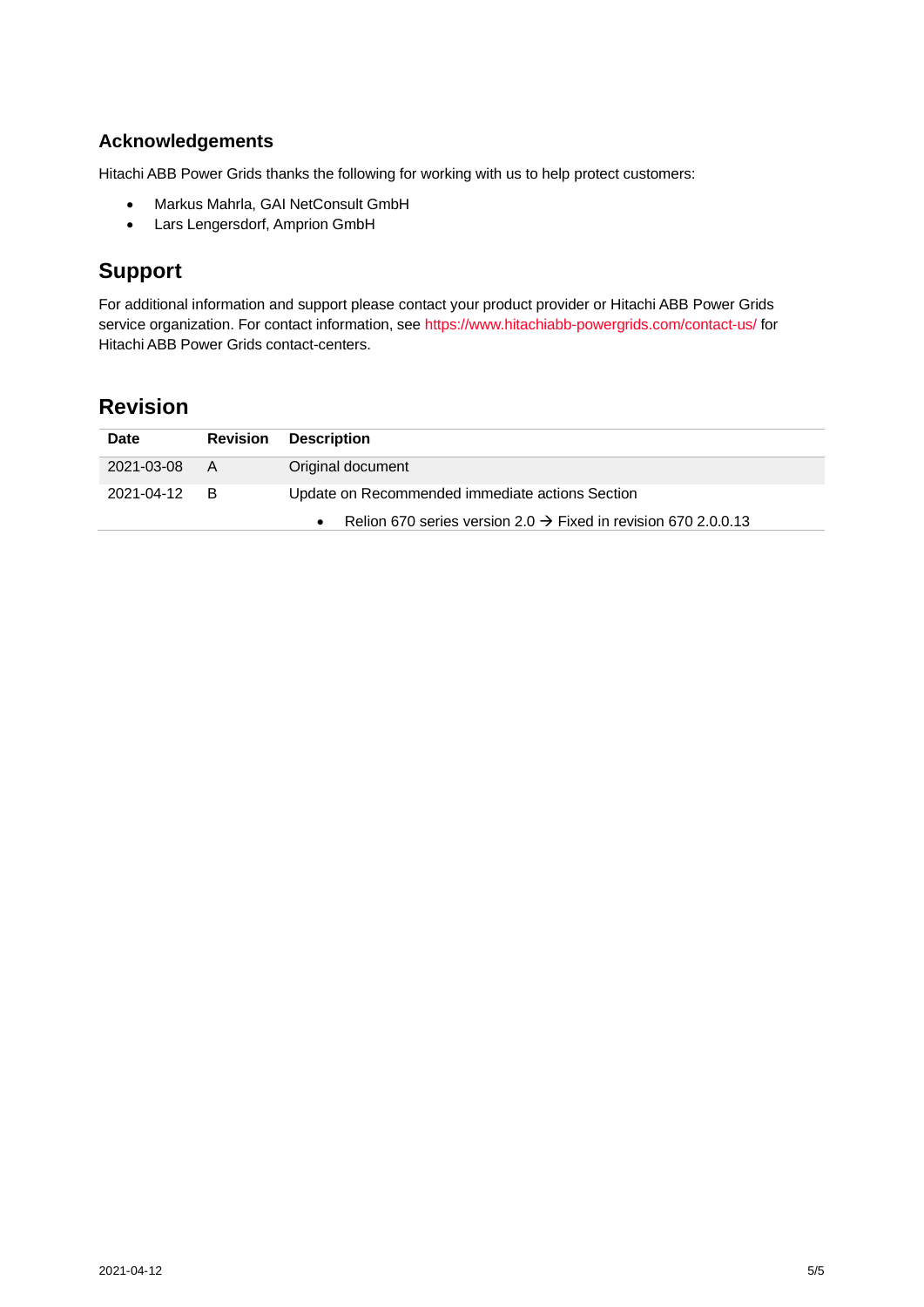### Acknowledgements

Hitachi ABB Power Grids thanks the following for working with us to help protect customers:

- Markus Mahrla, GAI NetConsult GmbH
- Lars Lengersdorf, Amprion GmbH

## Support

For additional information and support please contact your product provider or Hitachi ABB Power Grids service organization. For contact information, see https://www.hitachiabb-powergrids.com/contact-us/ for Hitachi ABB Power Grids contact-centers.

## Revision

| Date | Revision | Description |
| --- | --- | --- |
| 2021-03-08 | A | Original document |
| 2021-04-12 | B | Update on Recommended immediate actions Section<br>• Relion 670 series version 2.0 → Fixed in revision 670 2.0.0.13 |